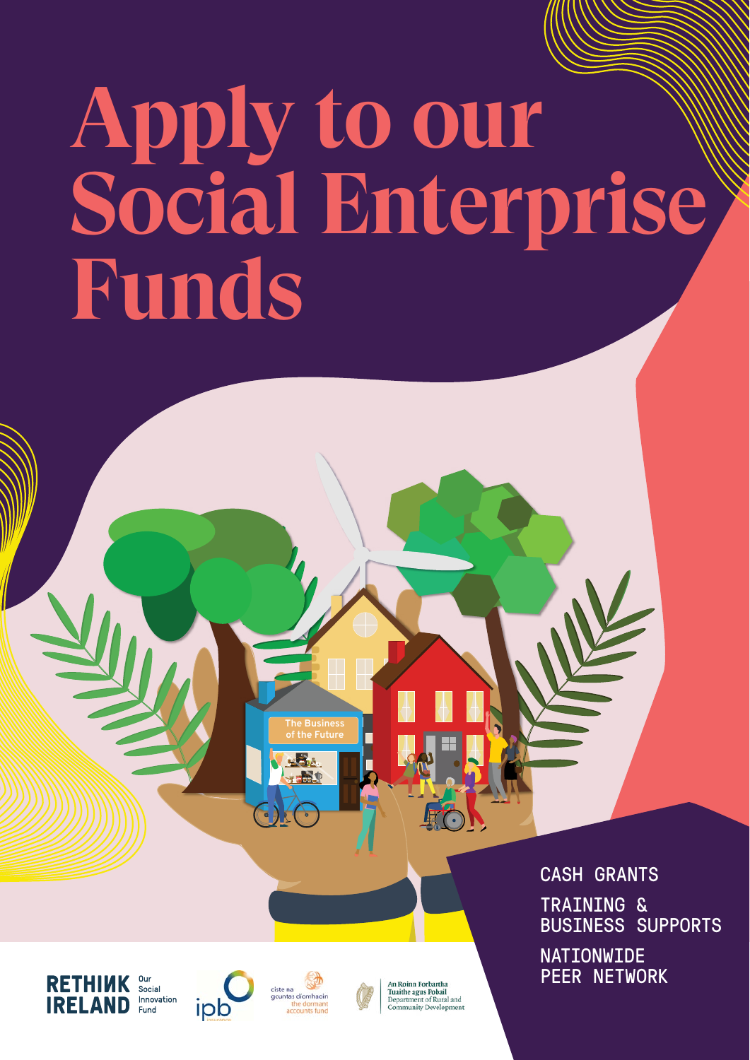# Apply to our Social Enterprise Funds

CASH GRANTS

TRAINING & BUSINESS SUPPORTS

NATIONWIDE PEER NETWORK

RETHINK IRELAND Our Social Innovation Fund

ipb

ciste na gcuntas díomhaoin the dormant accounts fund

An Roinn Forbartha Tuaithe agus Pobail
Department of Rural and Community Development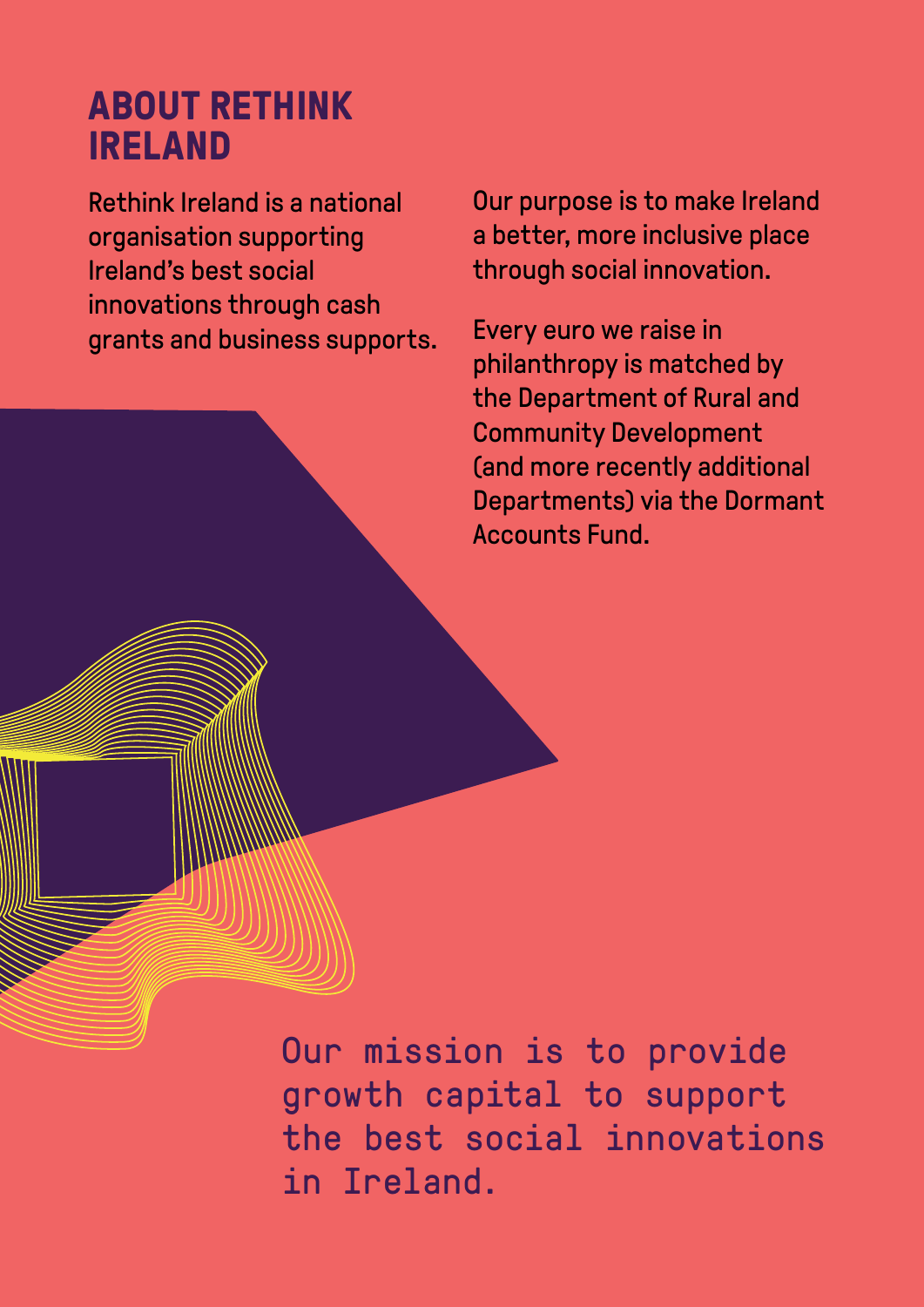# ABOUT RETHINK IRELAND

Rethink Ireland is a national organisation supporting Ireland's best social innovations through cash grants and business supports.

Our purpose is to make Ireland a better, more inclusive place through social innovation.

Every euro we raise in philanthropy is matched by the Department of Rural and Community Development (and more recently additional Departments) via the Dormant Accounts Fund.

Our mission is to provide growth capital to support the best social innovations in Ireland.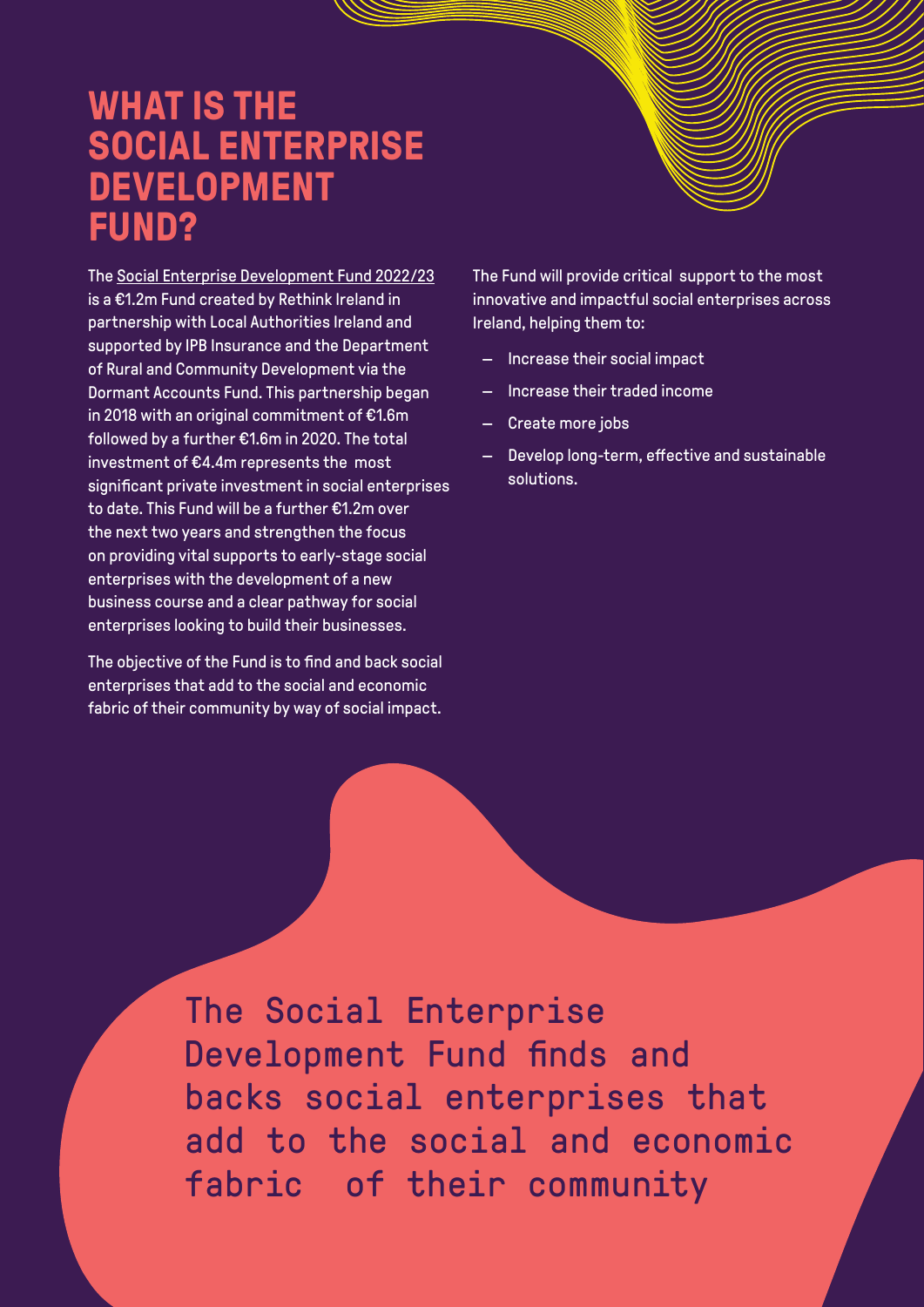# WHAT IS THE SOCIAL ENTERPRISE DEVELOPMENT FUND?

The Social Enterprise Development Fund 2022/23 is a €1.2m Fund created by Rethink Ireland in partnership with Local Authorities Ireland and supported by IPB Insurance and the Department of Rural and Community Development via the Dormant Accounts Fund. This partnership began in 2018 with an original commitment of €1.6m followed by a further €1.6m in 2020. The total investment of €4.4m represents the most significant private investment in social enterprises to date. This Fund will be a further €1.2m over the next two years and strengthen the focus on providing vital supports to early-stage social enterprises with the development of a new business course and a clear pathway for social enterprises looking to build their businesses.

The objective of the Fund is to find and back social enterprises that add to the social and economic fabric of their community by way of social impact.

The Fund will provide critical support to the most innovative and impactful social enterprises across Ireland, helping them to:

- Increase their social impact
- Increase their traded income
- Create more jobs
- Develop long-term, effective and sustainable solutions.

The Social Enterprise Development Fund finds and backs social enterprises that add to the social and economic fabric of their community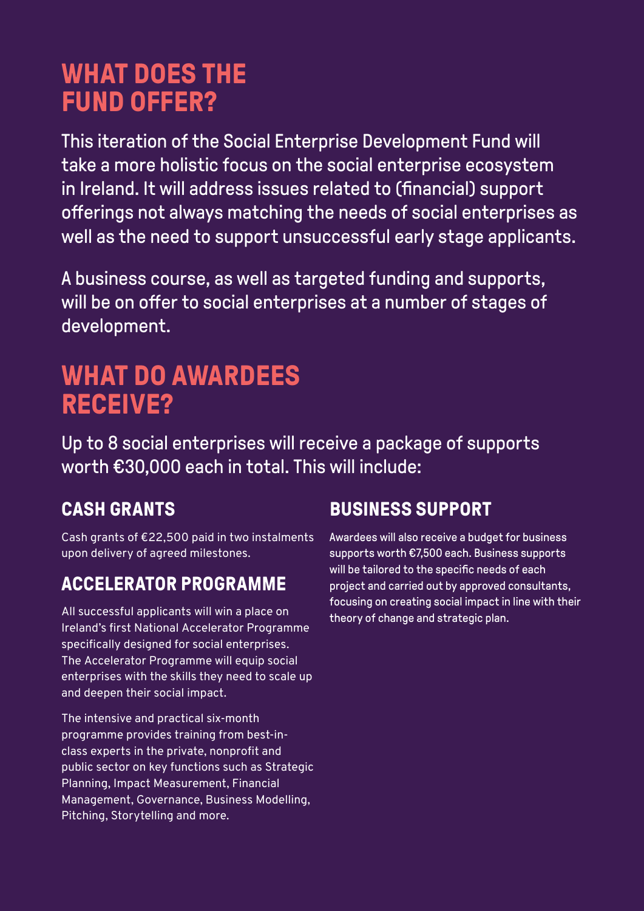# WHAT DOES THE FUND OFFER?

This iteration of the Social Enterprise Development Fund will take a more holistic focus on the social enterprise ecosystem in Ireland. It will address issues related to (financial) support offerings not always matching the needs of social enterprises as well as the need to support unsuccessful early stage applicants.

A business course, as well as targeted funding and supports, will be on offer to social enterprises at a number of stages of development.

# WHAT DO AWARDEES RECEIVE?

Up to 8 social enterprises will receive a package of supports worth €30,000 each in total. This will include:

## CASH GRANTS

Cash grants of €22,500 paid in two instalments upon delivery of agreed milestones.

## ACCELERATOR PROGRAMME

All successful applicants will win a place on Ireland's first National Accelerator Programme specifically designed for social enterprises. The Accelerator Programme will equip social enterprises with the skills they need to scale up and deepen their social impact.

The intensive and practical six-month programme provides training from best-in-class experts in the private, nonprofit and public sector on key functions such as Strategic Planning, Impact Measurement, Financial Management, Governance, Business Modelling, Pitching, Storytelling and more.

## BUSINESS SUPPORT

Awardees will also receive a budget for business supports worth €7,500 each. Business supports will be tailored to the specific needs of each project and carried out by approved consultants, focusing on creating social impact in line with their theory of change and strategic plan.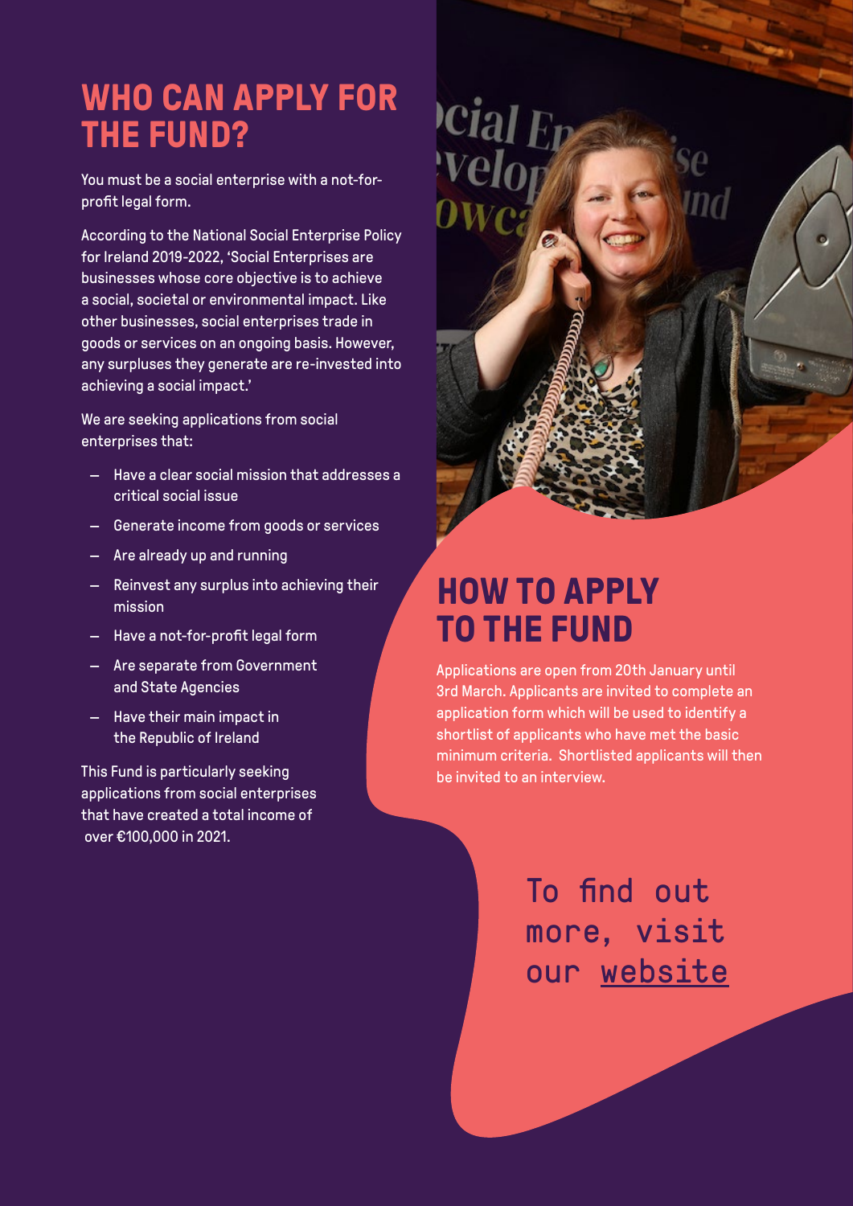## WHO CAN APPLY FOR THE FUND?

You must be a social enterprise with a not-for-profit legal form.

According to the National Social Enterprise Policy for Ireland 2019-2022, 'Social Enterprises are businesses whose core objective is to achieve a social, societal or environmental impact. Like other businesses, social enterprises trade in goods or services on an ongoing basis. However, any surpluses they generate are re-invested into achieving a social impact.'

We are seeking applications from social enterprises that:

- Have a clear social mission that addresses a critical social issue
- Generate income from goods or services
- Are already up and running
- Reinvest any surplus into achieving their mission
- Have a not-for-profit legal form
- Are separate from Government and State Agencies
- Have their main impact in the Republic of Ireland

This Fund is particularly seeking applications from social enterprises that have created a total income of over €100,000 in 2021.

## HOW TO APPLY TO THE FUND

Applications are open from 20th January until 3rd March. Applicants are invited to complete an application form which will be used to identify a shortlist of applicants who have met the basic minimum criteria. Shortlisted applicants will then be invited to an interview.

To find out more, visit our website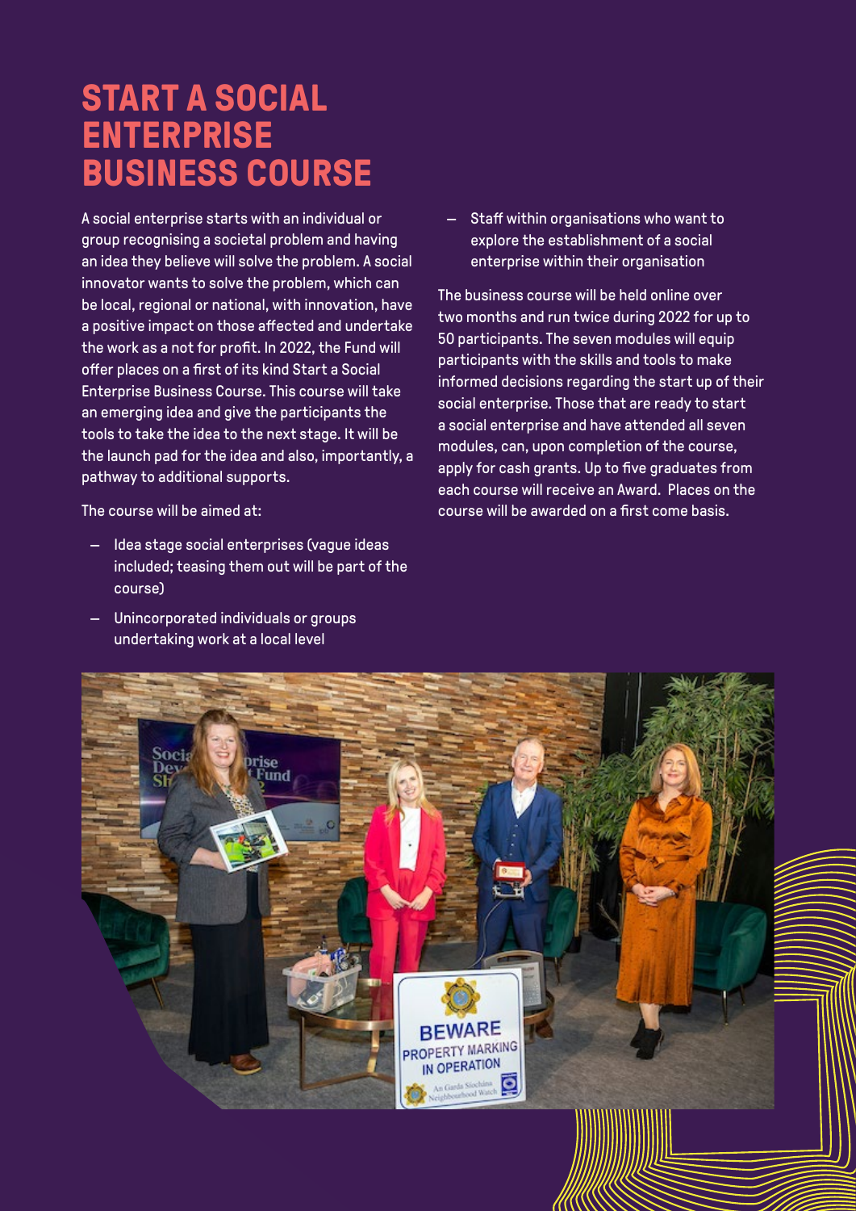# START A SOCIAL ENTERPRISE BUSINESS COURSE

A social enterprise starts with an individual or group recognising a societal problem and having an idea they believe will solve the problem. A social innovator wants to solve the problem, which can be local, regional or national, with innovation, have a positive impact on those affected and undertake the work as a not for profit. In 2022, the Fund will offer places on a first of its kind Start a Social Enterprise Business Course. This course will take an emerging idea and give the participants the tools to take the idea to the next stage. It will be the launch pad for the idea and also, importantly, a pathway to additional supports.

The course will be aimed at:

- Idea stage social enterprises (vague ideas included; teasing them out will be part of the course)
- Unincorporated individuals or groups undertaking work at a local level
- Staff within organisations who want to explore the establishment of a social enterprise within their organisation

The business course will be held online over two months and run twice during 2022 for up to 50 participants. The seven modules will equip participants with the skills and tools to make informed decisions regarding the start up of their social enterprise. Those that are ready to start a social enterprise and have attended all seven modules, can, upon completion of the course, apply for cash grants. Up to five graduates from each course will receive an Award. Places on the course will be awarded on a first come basis.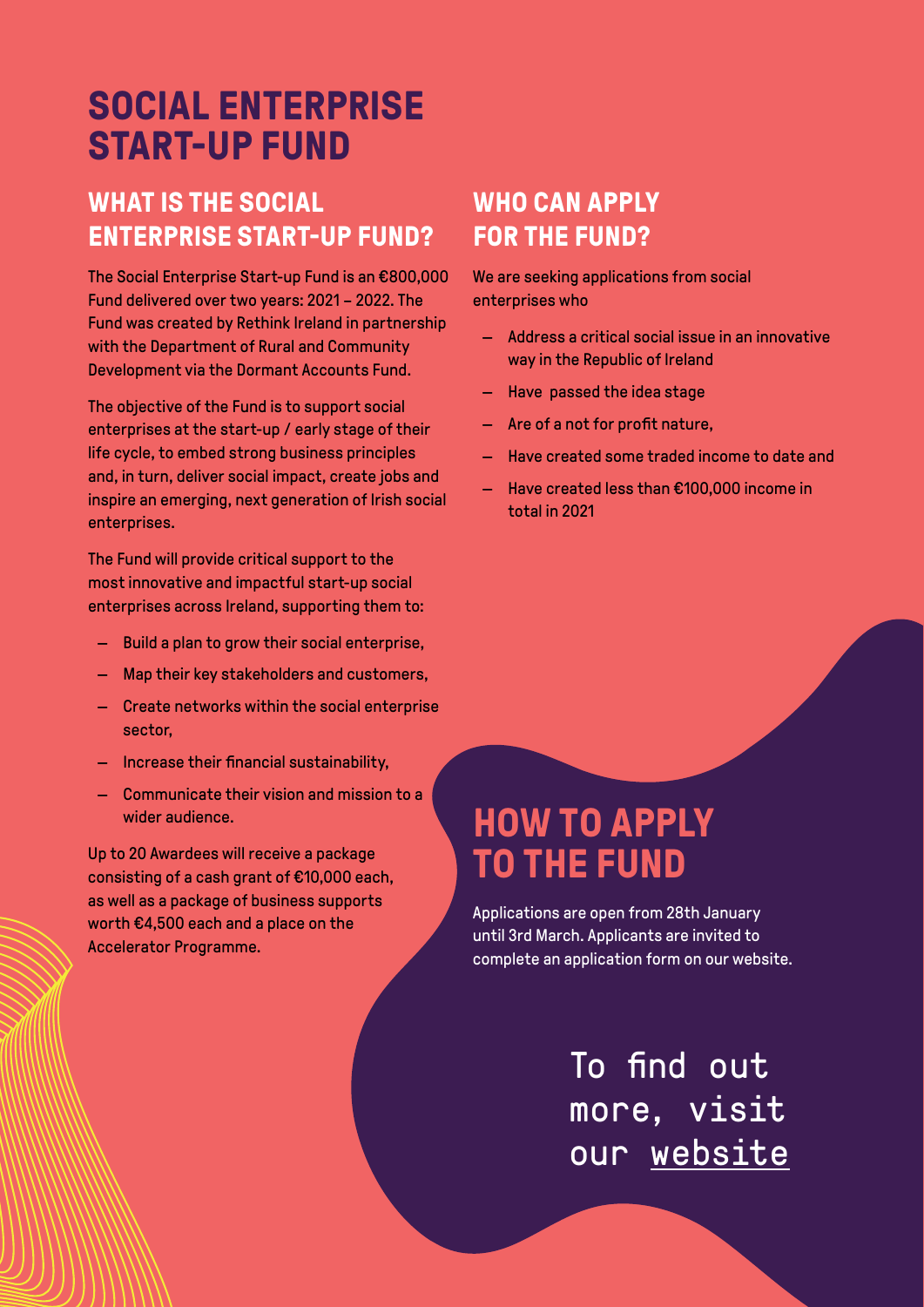# SOCIAL ENTERPRISE START-UP FUND

## WHAT IS THE SOCIAL ENTERPRISE START-UP FUND?

The Social Enterprise Start-up Fund is an €800,000 Fund delivered over two years: 2021 – 2022. The Fund was created by Rethink Ireland in partnership with the Department of Rural and Community Development via the Dormant Accounts Fund.

The objective of the Fund is to support social enterprises at the start-up / early stage of their life cycle, to embed strong business principles and, in turn, deliver social impact, create jobs and inspire an emerging, next generation of Irish social enterprises.

The Fund will provide critical support to the most innovative and impactful start-up social enterprises across Ireland, supporting them to:

- Build a plan to grow their social enterprise,
- Map their key stakeholders and customers,
- Create networks within the social enterprise sector,
- Increase their financial sustainability,
- Communicate their vision and mission to a wider audience.

Up to 20 Awardees will receive a package consisting of a cash grant of €10,000 each, as well as a package of business supports worth €4,500 each and a place on the Accelerator Programme.

## WHO CAN APPLY FOR THE FUND?

We are seeking applications from social enterprises who

- Address a critical social issue in an innovative way in the Republic of Ireland
- Have passed the idea stage
- Are of a not for profit nature,
- Have created some traded income to date and
- Have created less than €100,000 income in total in 2021

## HOW TO APPLY TO THE FUND

Applications are open from 28th January until 3rd March. Applicants are invited to complete an application form on our website.

To find out more, visit our website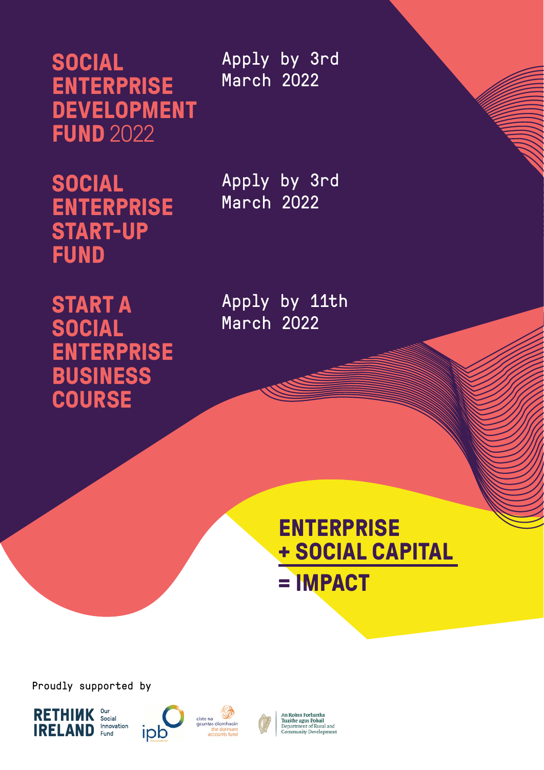## SOCIAL ENTERPRISE DEVELOPMENT FUND 2022

Apply by 3rd March 2022

## SOCIAL ENTERPRISE START-UP FUND

Apply by 3rd March 2022

## START A SOCIAL ENTERPRISE BUSINESS COURSE

Apply by 11th March 2022

**ENTERPRISE**
**+ SOCIAL CAPITAL**
**= IMPACT**

Proudly supported by

RETHINK IRELAND Our Social Innovation Fund

ipb

ciste na gcuntas díomhaoin the dormant accounts fund

An Roinn Forbartha Tuaithe agus Pobail
Department of Rural and Community Development